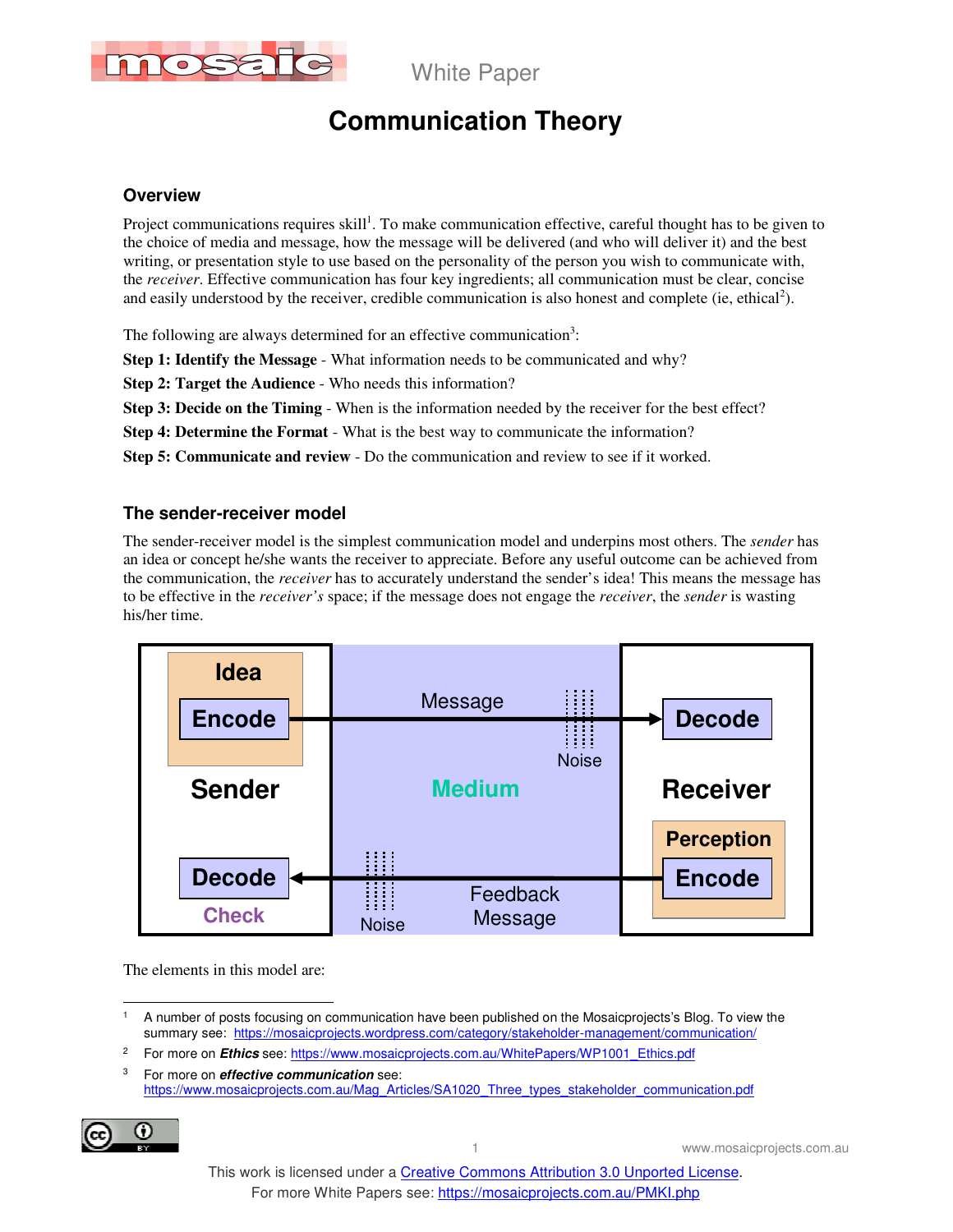White Paper

# Communication Theory

## Overview

Project communications requires skill[1]. To make communication effective, careful thought has to be given to the choice of media and message, how the message will be delivered (and who will deliver it) and the best writing, or presentation style to use based on the personality of the person you wish to communicate with, the *receiver*. Effective communication has four key ingredients; all communication must be clear, concise and easily understood by the receiver, credible communication is also honest and complete (ie, ethical[2]).

The following are always determined for an effective communication[3]:

**Step 1: Identify the Message** - What information needs to be communicated and why?

**Step 2: Target the Audience** - Who needs this information?

**Step 3: Decide on the Timing** - When is the information needed by the receiver for the best effect?

**Step 4: Determine the Format** - What is the best way to communicate the information?

**Step 5: Communicate and review** - Do the communication and review to see if it worked.

## The sender-receiver model

The sender-receiver model is the simplest communication model and underpins most others. The *sender* has an idea or concept he/she wants the receiver to appreciate. Before any useful outcome can be achieved from the communication, the *receiver* has to accurately understand the sender's idea! This means the message has to be effective in the *receiver's* space; if the message does not engage the *receiver*, the *sender* is wasting his/her time.

Idea — Encode — Sender — Decode — Check | Message — Noise — Medium — Noise — Feedback Message | Decode — Receiver — Perception — Encode

The elements in this model are:

---

[1] A number of posts focusing on communication have been published on the Mosaicprojects's Blog. To view the summary see: https://mosaicprojects.wordpress.com/category/stakeholder-management/communication/

[2] For more on ***Ethics*** see: https://www.mosaicprojects.com.au/WhitePapers/WP1001_Ethics.pdf

[3] For more on ***effective communication*** see: https://www.mosaicprojects.com.au/Mag_Articles/SA1020_Three_types_stakeholder_communication.pdf

This work is licensed under a Creative Commons Attribution 3.0 Unported License.
For more White Papers see: https://mosaicprojects.com.au/PMKI.php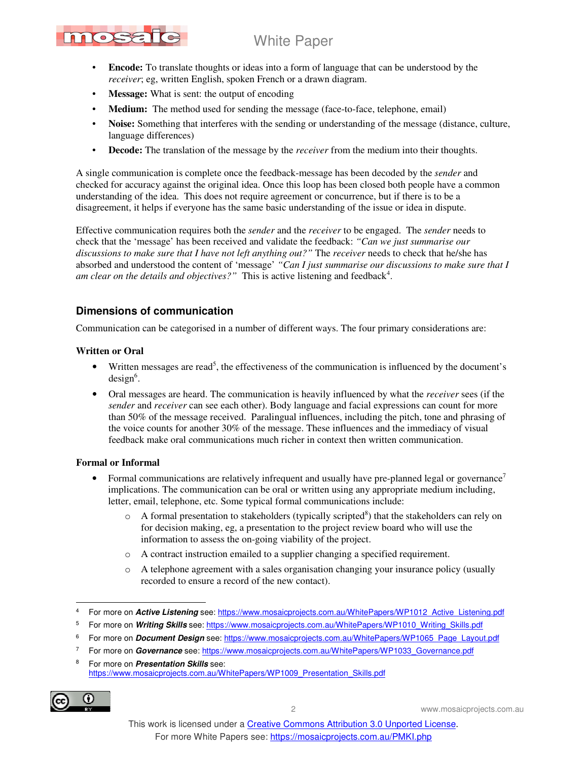- **Encode:** To translate thoughts or ideas into a form of language that can be understood by the *receiver*; eg, written English, spoken French or a drawn diagram.
- **Message:** What is sent: the output of encoding
- **Medium:** The method used for sending the message (face-to-face, telephone, email)
- **Noise:** Something that interferes with the sending or understanding of the message (distance, culture, language differences)
- **Decode:** The translation of the message by the *receiver* from the medium into their thoughts.

A single communication is complete once the feedback-message has been decoded by the *sender* and checked for accuracy against the original idea. Once this loop has been closed both people have a common understanding of the idea. This does not require agreement or concurrence, but if there is to be a disagreement, it helps if everyone has the same basic understanding of the issue or idea in dispute.

Effective communication requires both the *sender* and the *receiver* to be engaged. The *sender* needs to check that the 'message' has been received and validate the feedback: *"Can we just summarise our discussions to make sure that I have not left anything out?"* The *receiver* needs to check that he/she has absorbed and understood the content of 'message' *"Can I just summarise our discussions to make sure that I am clear on the details and objectives?"* This is active listening and feedback[4].

## Dimensions of communication

Communication can be categorised in a number of different ways. The four primary considerations are:

### Written or Oral

- Written messages are read[5], the effectiveness of the communication is influenced by the document's design[6].
- Oral messages are heard. The communication is heavily influenced by what the *receiver* sees (if the *sender* and *receiver* can see each other). Body language and facial expressions can count for more than 50% of the message received. Paralingual influences, including the pitch, tone and phrasing of the voice counts for another 30% of the message. These influences and the immediacy of visual feedback make oral communications much richer in context then written communication.

### Formal or Informal

- Formal communications are relatively infrequent and usually have pre-planned legal or governance[7] implications. The communication can be oral or written using any appropriate medium including, letter, email, telephone, etc. Some typical formal communications include:
  - A formal presentation to stakeholders (typically scripted[8]) that the stakeholders can rely on for decision making, eg, a presentation to the project review board who will use the information to assess the on-going viability of the project.
  - A contract instruction emailed to a supplier changing a specified requirement.
  - A telephone agreement with a sales organisation changing your insurance policy (usually recorded to ensure a record of the new contact).

---

[4] For more on ***Active Listening*** see: https://www.mosaicprojects.com.au/WhitePapers/WP1012_Active_Listening.pdf

[5] For more on ***Writing Skills*** see: https://www.mosaicprojects.com.au/WhitePapers/WP1010_Writing_Skills.pdf

[6] For more on ***Document Design*** see: https://www.mosaicprojects.com.au/WhitePapers/WP1065_Page_Layout.pdf

[7] For more on ***Governance*** see: https://www.mosaicprojects.com.au/WhitePapers/WP1033_Governance.pdf

[8] For more on ***Presentation Skills*** see: https://www.mosaicprojects.com.au/WhitePapers/WP1009_Presentation_Skills.pdf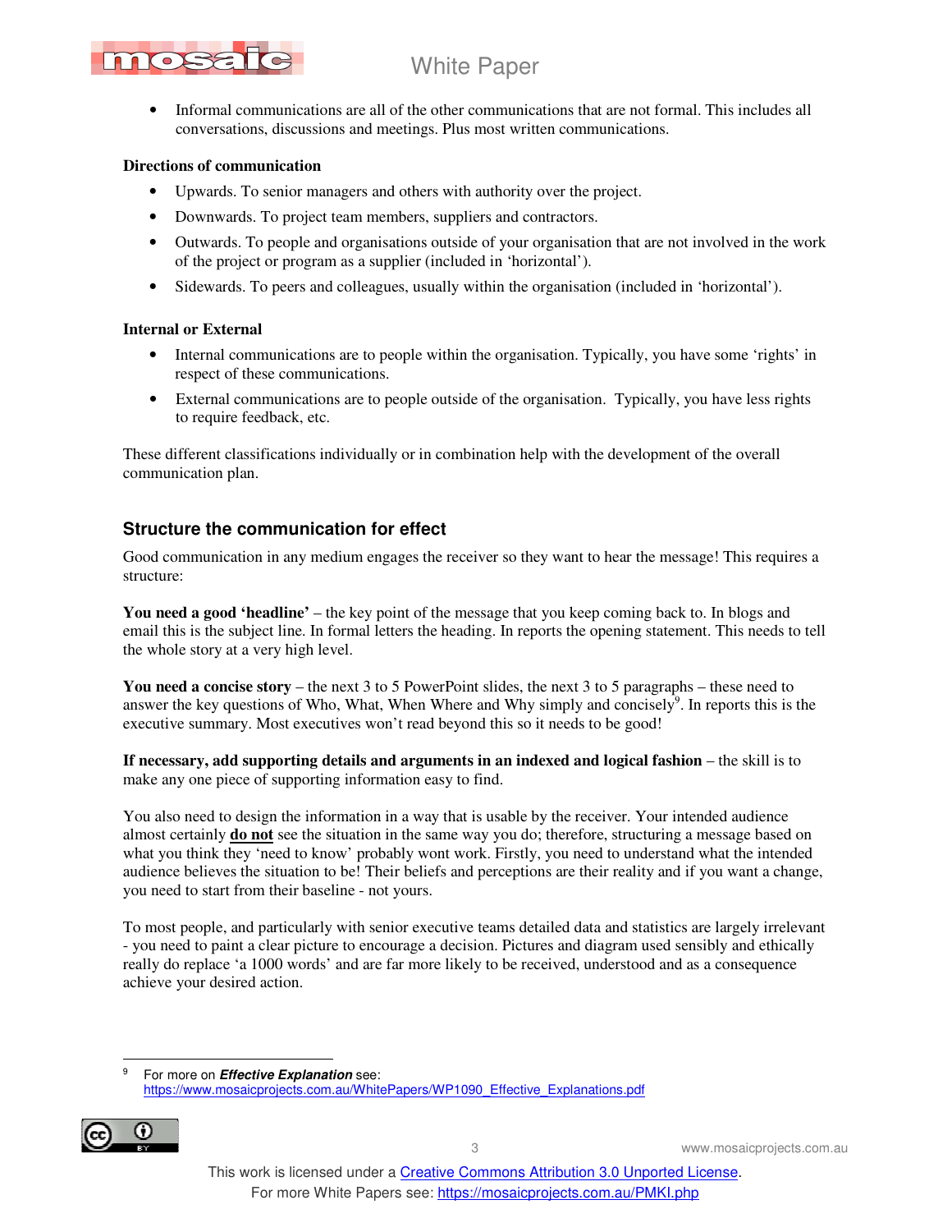- Informal communications are all of the other communications that are not formal. This includes all conversations, discussions and meetings. Plus most written communications.

**Directions of communication**

- Upwards. To senior managers and others with authority over the project.
- Downwards. To project team members, suppliers and contractors.
- Outwards. To people and organisations outside of your organisation that are not involved in the work of the project or program as a supplier (included in 'horizontal').
- Sidewards. To peers and colleagues, usually within the organisation (included in 'horizontal').

**Internal or External**

- Internal communications are to people within the organisation. Typically, you have some 'rights' in respect of these communications.
- External communications are to people outside of the organisation. Typically, you have less rights to require feedback, etc.

These different classifications individually or in combination help with the development of the overall communication plan.

## Structure the communication for effect

Good communication in any medium engages the receiver so they want to hear the message! This requires a structure:

**You need a good 'headline'** – the key point of the message that you keep coming back to. In blogs and email this is the subject line. In formal letters the heading. In reports the opening statement. This needs to tell the whole story at a very high level.

**You need a concise story** – the next 3 to 5 PowerPoint slides, the next 3 to 5 paragraphs – these need to answer the key questions of Who, What, When Where and Why simply and concisely[9]. In reports this is the executive summary. Most executives won't read beyond this so it needs to be good!

**If necessary, add supporting details and arguments in an indexed and logical fashion** – the skill is to make any one piece of supporting information easy to find.

You also need to design the information in a way that is usable by the receiver. Your intended audience almost certainly **do not** see the situation in the same way you do; therefore, structuring a message based on what you think they 'need to know' probably wont work. Firstly, you need to understand what the intended audience believes the situation to be! Their beliefs and perceptions are their reality and if you want a change, you need to start from their baseline - not yours.

To most people, and particularly with senior executive teams detailed data and statistics are largely irrelevant - you need to paint a clear picture to encourage a decision. Pictures and diagram used sensibly and ethically really do replace 'a 1000 words' and are far more likely to be received, understood and as a consequence achieve your desired action.

---

[9] For more on ***Effective Explanation*** see: https://www.mosaicprojects.com.au/WhitePapers/WP1090_Effective_Explanations.pdf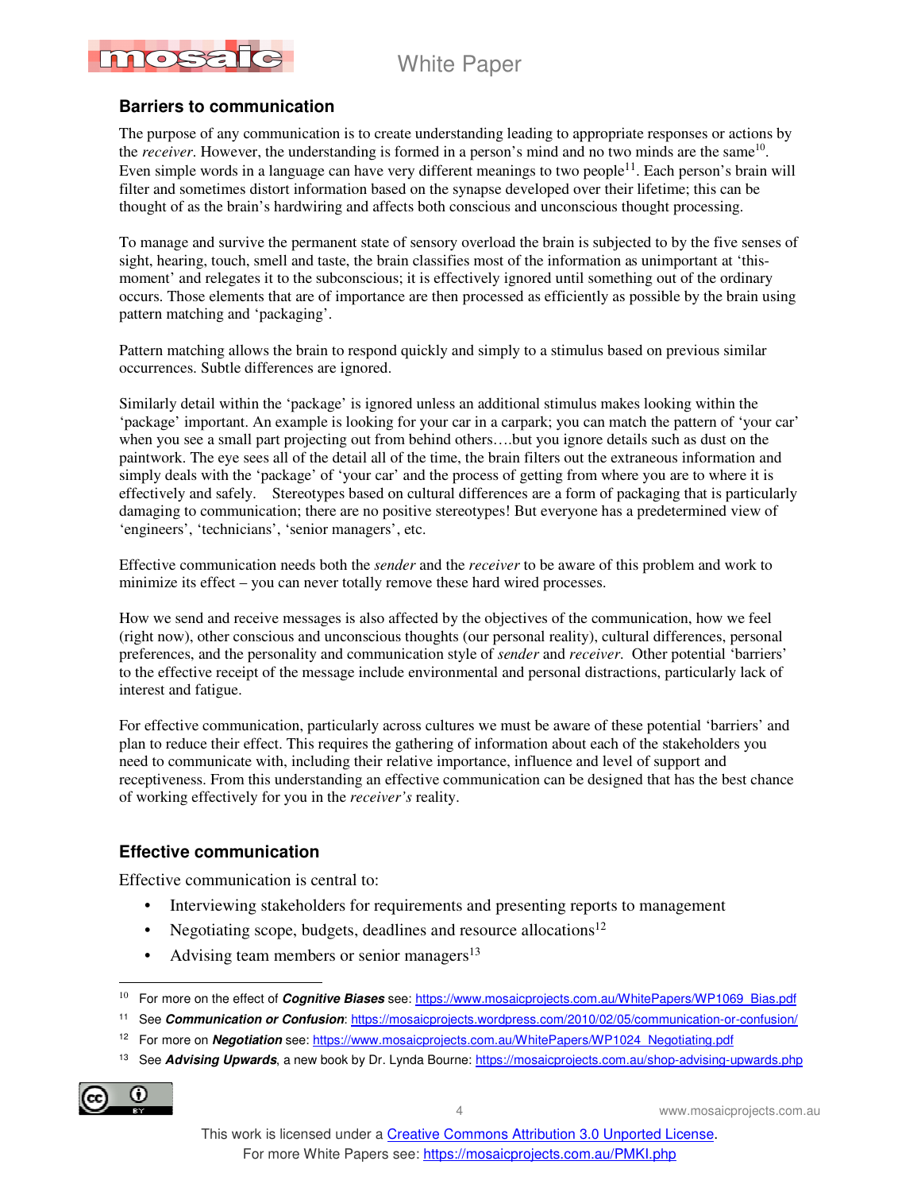## Barriers to communication

The purpose of any communication is to create understanding leading to appropriate responses or actions by the *receiver*. However, the understanding is formed in a person's mind and no two minds are the same[10]. Even simple words in a language can have very different meanings to two people[11]. Each person's brain will filter and sometimes distort information based on the synapse developed over their lifetime; this can be thought of as the brain's hardwiring and affects both conscious and unconscious thought processing.

To manage and survive the permanent state of sensory overload the brain is subjected to by the five senses of sight, hearing, touch, smell and taste, the brain classifies most of the information as unimportant at 'this-moment' and relegates it to the subconscious; it is effectively ignored until something out of the ordinary occurs. Those elements that are of importance are then processed as efficiently as possible by the brain using pattern matching and 'packaging'.

Pattern matching allows the brain to respond quickly and simply to a stimulus based on previous similar occurrences. Subtle differences are ignored.

Similarly detail within the 'package' is ignored unless an additional stimulus makes looking within the 'package' important. An example is looking for your car in a carpark; you can match the pattern of 'your car' when you see a small part projecting out from behind others….but you ignore details such as dust on the paintwork. The eye sees all of the detail all of the time, the brain filters out the extraneous information and simply deals with the 'package' of 'your car' and the process of getting from where you are to where it is effectively and safely. Stereotypes based on cultural differences are a form of packaging that is particularly damaging to communication; there are no positive stereotypes! But everyone has a predetermined view of 'engineers', 'technicians', 'senior managers', etc.

Effective communication needs both the *sender* and the *receiver* to be aware of this problem and work to minimize its effect – you can never totally remove these hard wired processes.

How we send and receive messages is also affected by the objectives of the communication, how we feel (right now), other conscious and unconscious thoughts (our personal reality), cultural differences, personal preferences, and the personality and communication style of *sender* and *receiver*. Other potential 'barriers' to the effective receipt of the message include environmental and personal distractions, particularly lack of interest and fatigue.

For effective communication, particularly across cultures we must be aware of these potential 'barriers' and plan to reduce their effect. This requires the gathering of information about each of the stakeholders you need to communicate with, including their relative importance, influence and level of support and receptiveness. From this understanding an effective communication can be designed that has the best chance of working effectively for you in the *receiver's* reality.

## Effective communication

Effective communication is central to:

- Interviewing stakeholders for requirements and presenting reports to management
- Negotiating scope, budgets, deadlines and resource allocations[12]
- Advising team members or senior managers[13]

---

[10] For more on the effect of ***Cognitive Biases*** see: https://www.mosaicprojects.com.au/WhitePapers/WP1069_Bias.pdf

[11] See ***Communication or Confusion***: https://mosaicprojects.wordpress.com/2010/02/05/communication-or-confusion/

[12] For more on ***Negotiation*** see: https://www.mosaicprojects.com.au/WhitePapers/WP1024_Negotiating.pdf

[13] See ***Advising Upwards***, a new book by Dr. Lynda Bourne: https://mosaicprojects.com.au/shop-advising-upwards.php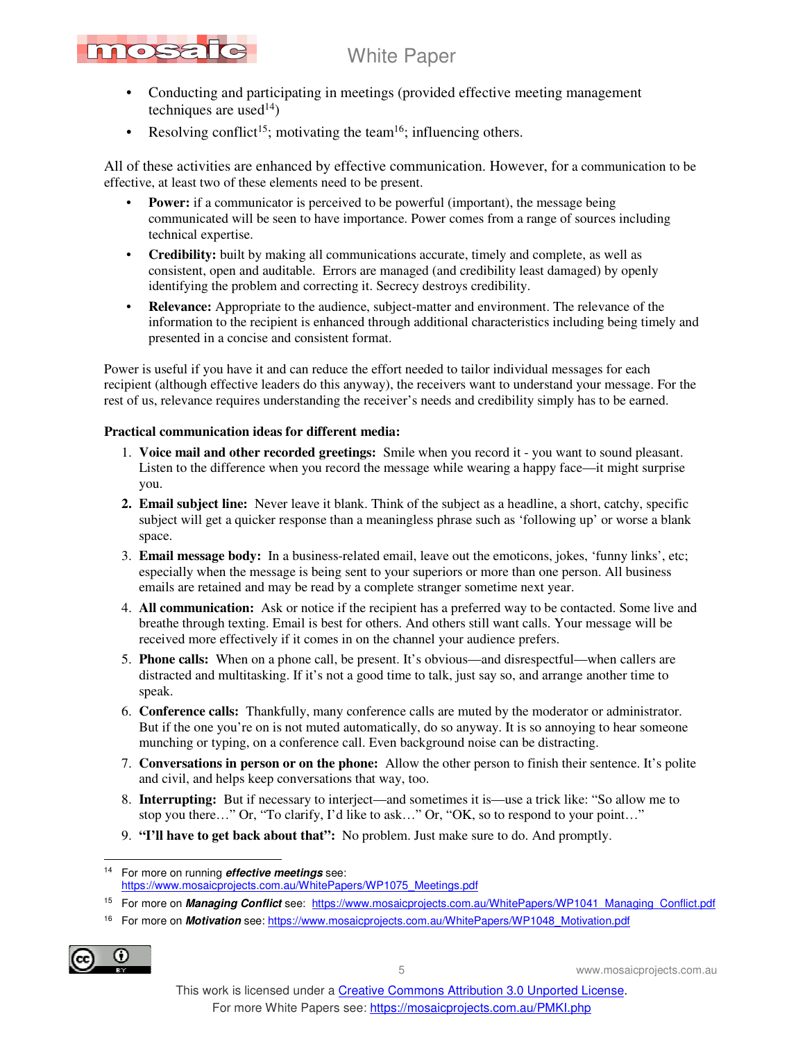- Conducting and participating in meetings (provided effective meeting management techniques are used[14])
- Resolving conflict[15]; motivating the team[16]; influencing others.

All of these activities are enhanced by effective communication. However, for a communication to be effective, at least two of these elements need to be present.

- **Power:** if a communicator is perceived to be powerful (important), the message being communicated will be seen to have importance. Power comes from a range of sources including technical expertise.
- **Credibility:** built by making all communications accurate, timely and complete, as well as consistent, open and auditable. Errors are managed (and credibility least damaged) by openly identifying the problem and correcting it. Secrecy destroys credibility.
- **Relevance:** Appropriate to the audience, subject-matter and environment. The relevance of the information to the recipient is enhanced through additional characteristics including being timely and presented in a concise and consistent format.

Power is useful if you have it and can reduce the effort needed to tailor individual messages for each recipient (although effective leaders do this anyway), the receivers want to understand your message. For the rest of us, relevance requires understanding the receiver's needs and credibility simply has to be earned.

**Practical communication ideas for different media:**

1. **Voice mail and other recorded greetings:** Smile when you record it - you want to sound pleasant. Listen to the difference when you record the message while wearing a happy face—it might surprise you.
2. **Email subject line:** Never leave it blank. Think of the subject as a headline, a short, catchy, specific subject will get a quicker response than a meaningless phrase such as 'following up' or worse a blank space.
3. **Email message body:** In a business-related email, leave out the emoticons, jokes, 'funny links', etc; especially when the message is being sent to your superiors or more than one person. All business emails are retained and may be read by a complete stranger sometime next year.
4. **All communication:** Ask or notice if the recipient has a preferred way to be contacted. Some live and breathe through texting. Email is best for others. And others still want calls. Your message will be received more effectively if it comes in on the channel your audience prefers.
5. **Phone calls:** When on a phone call, be present. It's obvious—and disrespectful—when callers are distracted and multitasking. If it's not a good time to talk, just say so, and arrange another time to speak.
6. **Conference calls:** Thankfully, many conference calls are muted by the moderator or administrator. But if the one you're on is not muted automatically, do so anyway. It is so annoying to hear someone munching or typing, on a conference call. Even background noise can be distracting.
7. **Conversations in person or on the phone:** Allow the other person to finish their sentence. It's polite and civil, and helps keep conversations that way, too.
8. **Interrupting:** But if necessary to interject—and sometimes it is—use a trick like: "So allow me to stop you there…" Or, "To clarify, I'd like to ask…" Or, "OK, so to respond to your point…"
9. **"I'll have to get back about that":** No problem. Just make sure to do. And promptly.

---

[14] For more on running ***effective meetings*** see: https://www.mosaicprojects.com.au/WhitePapers/WP1075_Meetings.pdf

[15] For more on ***Managing Conflict*** see: https://www.mosaicprojects.com.au/WhitePapers/WP1041_Managing_Conflict.pdf

[16] For more on ***Motivation*** see: https://www.mosaicprojects.com.au/WhitePapers/WP1048_Motivation.pdf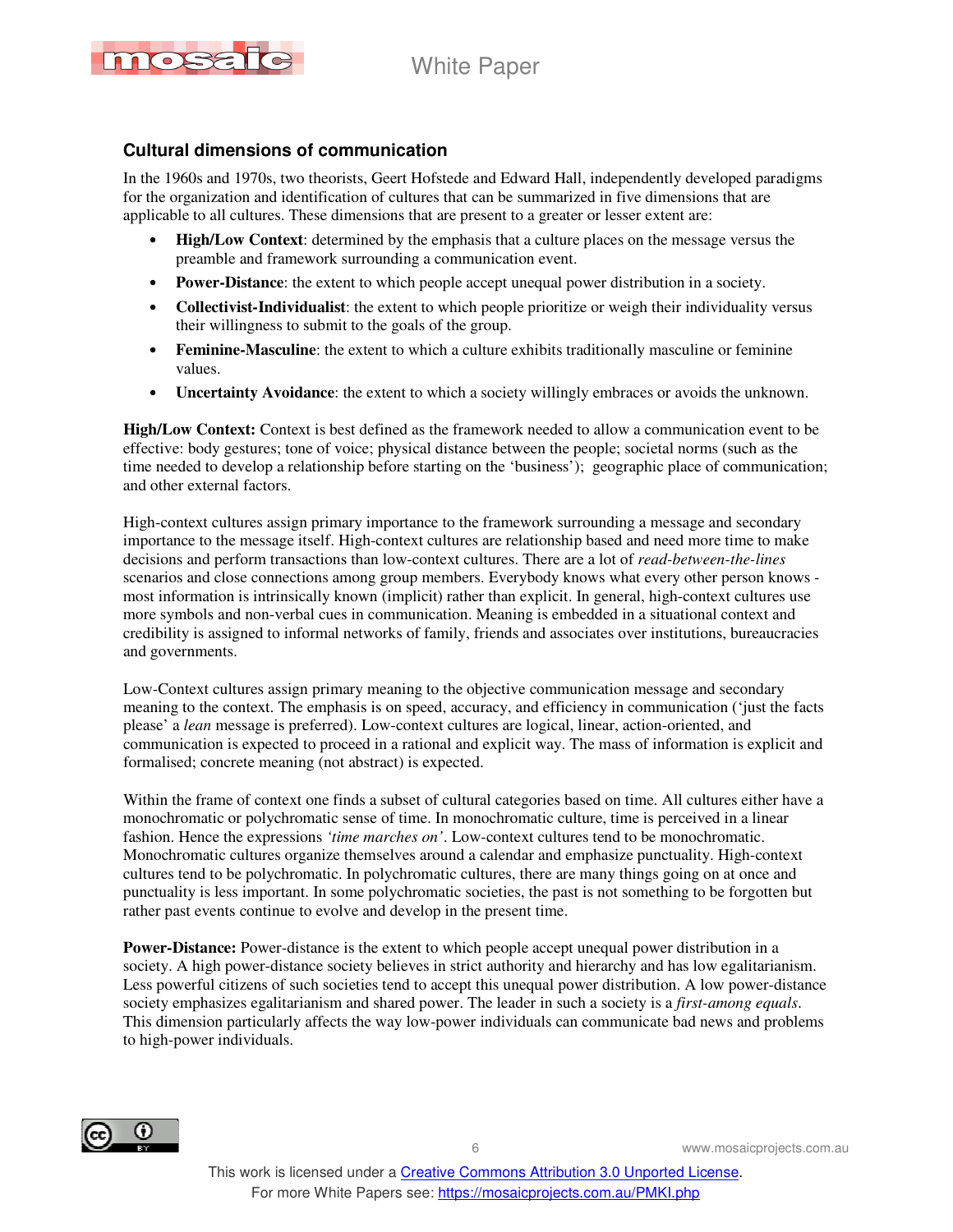## Cultural dimensions of communication

In the 1960s and 1970s, two theorists, Geert Hofstede and Edward Hall, independently developed paradigms for the organization and identification of cultures that can be summarized in five dimensions that are applicable to all cultures. These dimensions that are present to a greater or lesser extent are:

- **High/Low Context**: determined by the emphasis that a culture places on the message versus the preamble and framework surrounding a communication event.
- **Power-Distance**: the extent to which people accept unequal power distribution in a society.
- **Collectivist-Individualist**: the extent to which people prioritize or weigh their individuality versus their willingness to submit to the goals of the group.
- **Feminine-Masculine**: the extent to which a culture exhibits traditionally masculine or feminine values.
- **Uncertainty Avoidance**: the extent to which a society willingly embraces or avoids the unknown.

**High/Low Context:** Context is best defined as the framework needed to allow a communication event to be effective: body gestures; tone of voice; physical distance between the people; societal norms (such as the time needed to develop a relationship before starting on the 'business'); geographic place of communication; and other external factors.

High-context cultures assign primary importance to the framework surrounding a message and secondary importance to the message itself. High-context cultures are relationship based and need more time to make decisions and perform transactions than low-context cultures. There are a lot of *read-between-the-lines* scenarios and close connections among group members. Everybody knows what every other person knows - most information is intrinsically known (implicit) rather than explicit. In general, high-context cultures use more symbols and non-verbal cues in communication. Meaning is embedded in a situational context and credibility is assigned to informal networks of family, friends and associates over institutions, bureaucracies and governments.

Low-Context cultures assign primary meaning to the objective communication message and secondary meaning to the context. The emphasis is on speed, accuracy, and efficiency in communication ('just the facts please' a *lean* message is preferred). Low-context cultures are logical, linear, action-oriented, and communication is expected to proceed in a rational and explicit way. The mass of information is explicit and formalised; concrete meaning (not abstract) is expected.

Within the frame of context one finds a subset of cultural categories based on time. All cultures either have a monochromatic or polychromatic sense of time. In monochromatic culture, time is perceived in a linear fashion. Hence the expressions *'time marches on'*. Low-context cultures tend to be monochromatic. Monochromatic cultures organize themselves around a calendar and emphasize punctuality. High-context cultures tend to be polychromatic. In polychromatic cultures, there are many things going on at once and punctuality is less important. In some polychromatic societies, the past is not something to be forgotten but rather past events continue to evolve and develop in the present time.

**Power-Distance:** Power-distance is the extent to which people accept unequal power distribution in a society. A high power-distance society believes in strict authority and hierarchy and has low egalitarianism. Less powerful citizens of such societies tend to accept this unequal power distribution. A low power-distance society emphasizes egalitarianism and shared power. The leader in such a society is a *first-among equals*. This dimension particularly affects the way low-power individuals can communicate bad news and problems to high-power individuals.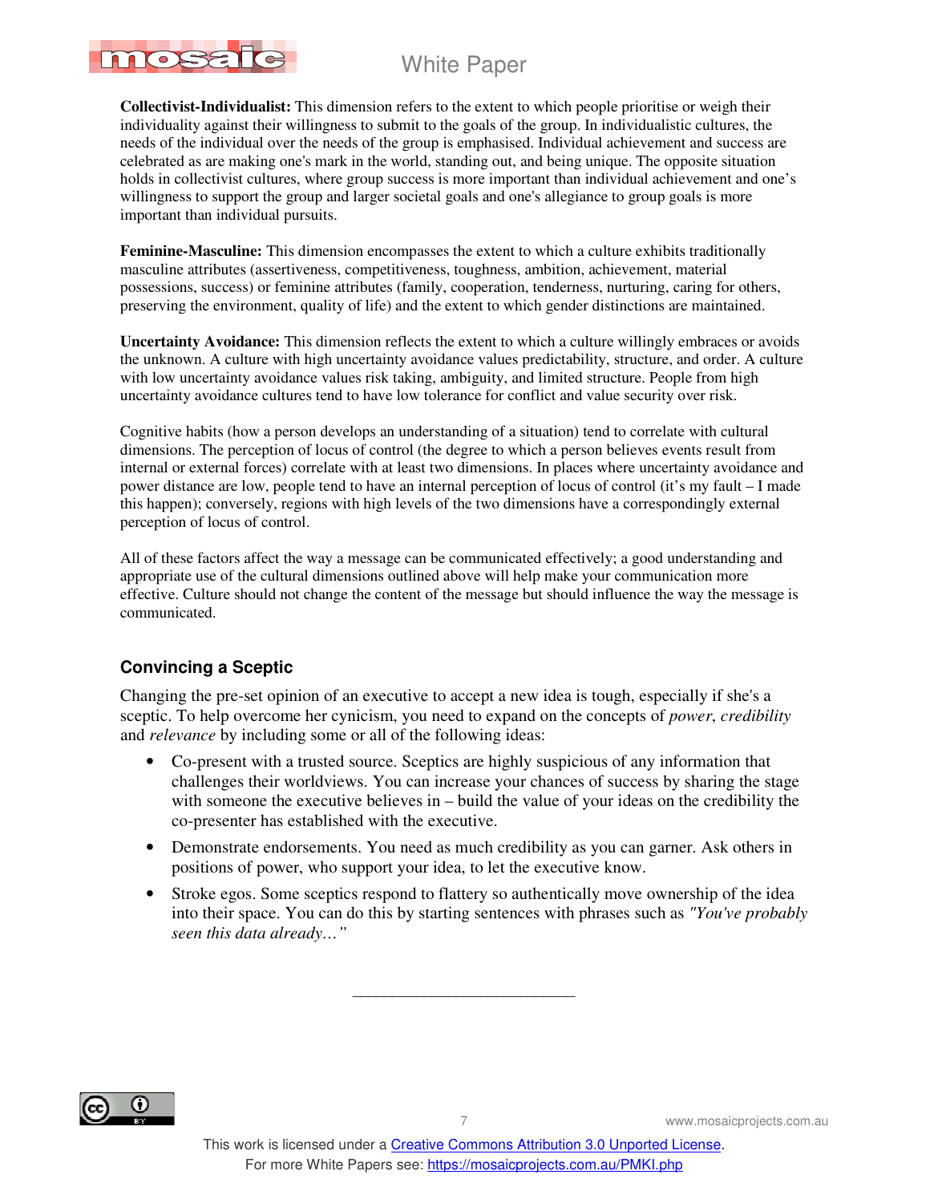**Collectivist-Individualist:** This dimension refers to the extent to which people prioritise or weigh their individuality against their willingness to submit to the goals of the group. In individualistic cultures, the needs of the individual over the needs of the group is emphasised. Individual achievement and success are celebrated as are making one's mark in the world, standing out, and being unique. The opposite situation holds in collectivist cultures, where group success is more important than individual achievement and one's willingness to support the group and larger societal goals and one's allegiance to group goals is more important than individual pursuits.

**Feminine-Masculine:** This dimension encompasses the extent to which a culture exhibits traditionally masculine attributes (assertiveness, competitiveness, toughness, ambition, achievement, material possessions, success) or feminine attributes (family, cooperation, tenderness, nurturing, caring for others, preserving the environment, quality of life) and the extent to which gender distinctions are maintained.

**Uncertainty Avoidance:** This dimension reflects the extent to which a culture willingly embraces or avoids the unknown. A culture with high uncertainty avoidance values predictability, structure, and order. A culture with low uncertainty avoidance values risk taking, ambiguity, and limited structure. People from high uncertainty avoidance cultures tend to have low tolerance for conflict and value security over risk.

Cognitive habits (how a person develops an understanding of a situation) tend to correlate with cultural dimensions. The perception of locus of control (the degree to which a person believes events result from internal or external forces) correlate with at least two dimensions. In places where uncertainty avoidance and power distance are low, people tend to have an internal perception of locus of control (it's my fault – I made this happen); conversely, regions with high levels of the two dimensions have a correspondingly external perception of locus of control.

All of these factors affect the way a message can be communicated effectively; a good understanding and appropriate use of the cultural dimensions outlined above will help make your communication more effective. Culture should not change the content of the message but should influence the way the message is communicated.

## Convincing a Sceptic

Changing the pre-set opinion of an executive to accept a new idea is tough, especially if she's a sceptic. To help overcome her cynicism, you need to expand on the concepts of *power*, *credibility* and *relevance* by including some or all of the following ideas:

- Co-present with a trusted source. Sceptics are highly suspicious of any information that challenges their worldviews. You can increase your chances of success by sharing the stage with someone the executive believes in – build the value of your ideas on the credibility the co-presenter has established with the executive.
- Demonstrate endorsements. You need as much credibility as you can garner. Ask others in positions of power, who support your idea, to let the executive know.
- Stroke egos. Some sceptics respond to flattery so authentically move ownership of the idea into their space. You can do this by starting sentences with phrases such as *"You've probably seen this data already…"*

_______________________

This work is licensed under a Creative Commons Attribution 3.0 Unported License.
For more White Papers see: https://mosaicprojects.com.au/PMKI.php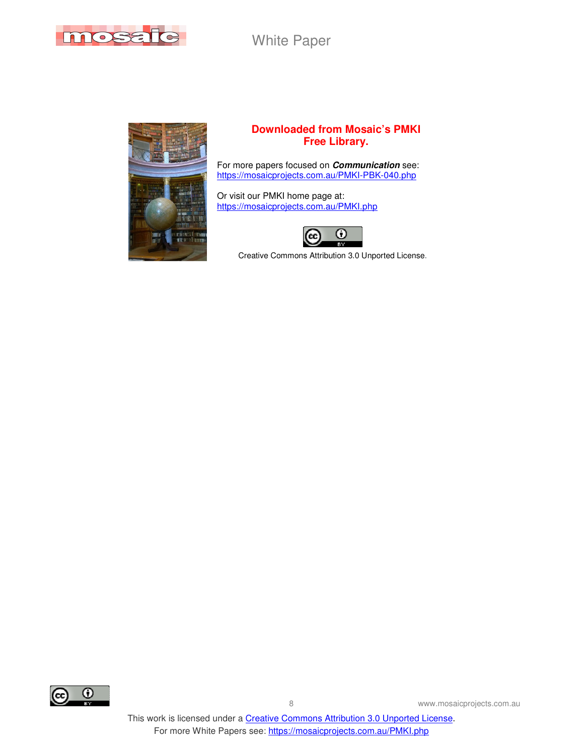**Downloaded from Mosaic's PMKI Free Library.**

For more papers focused on ***Communication*** see:
https://mosaicprojects.com.au/PMKI-PBK-040.php

Or visit our PMKI home page at:
https://mosaicprojects.com.au/PMKI.php

Creative Commons Attribution 3.0 Unported License.